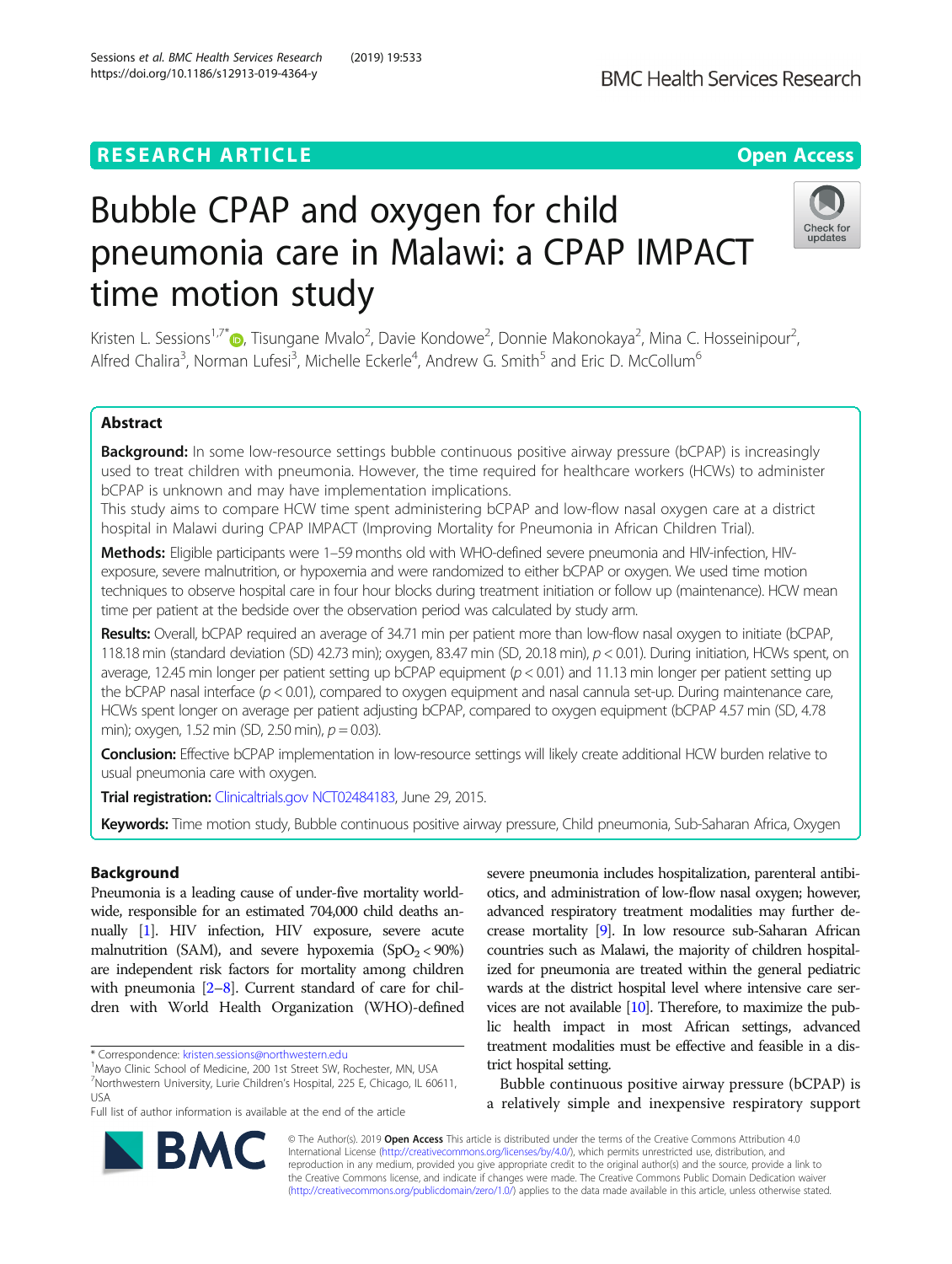RESEARCH ARTICLE

Open Access

# Bubble CPAP and oxygen for child pneumonia care in Malawi: a CPAP IMPACT time motion study

Kristen L. Sessions[1,7*], Tisungane Mvalo[2], Davie Kondowe[2], Donnie Makonokaya[2], Mina C. Hosseinipour[2], Alfred Chalira[3], Norman Lufesi[3], Michelle Eckerle[4], Andrew G. Smith[5] and Eric D. McCollum[6]

## Abstract

**Background:** In some low-resource settings bubble continuous positive airway pressure (bCPAP) is increasingly used to treat children with pneumonia. However, the time required for healthcare workers (HCWs) to administer bCPAP is unknown and may have implementation implications.

This study aims to compare HCW time spent administering bCPAP and low-flow nasal oxygen care at a district hospital in Malawi during CPAP IMPACT (Improving Mortality for Pneumonia in African Children Trial).

**Methods:** Eligible participants were 1–59 months old with WHO-defined severe pneumonia and HIV-infection, HIV-exposure, severe malnutrition, or hypoxemia and were randomized to either bCPAP or oxygen. We used time motion techniques to observe hospital care in four hour blocks during treatment initiation or follow up (maintenance). HCW mean time per patient at the bedside over the observation period was calculated by study arm.

**Results:** Overall, bCPAP required an average of 34.71 min per patient more than low-flow nasal oxygen to initiate (bCPAP, 118.18 min (standard deviation (SD) 42.73 min); oxygen, 83.47 min (SD, 20.18 min), $p < 0.01$). During initiation, HCWs spent, on average, 12.45 min longer per patient setting up bCPAP equipment ($p < 0.01$) and 11.13 min longer per patient setting up the bCPAP nasal interface ($p < 0.01$), compared to oxygen equipment and nasal cannula set-up. During maintenance care, HCWs spent longer on average per patient adjusting bCPAP, compared to oxygen equipment (bCPAP 4.57 min (SD, 4.78 min); oxygen, 1.52 min (SD, 2.50 min), $p = 0.03$).

**Conclusion:** Effective bCPAP implementation in low-resource settings will likely create additional HCW burden relative to usual pneumonia care with oxygen.

**Trial registration:** Clinicaltrials.gov NCT02484183, June 29, 2015.

**Keywords:** Time motion study, Bubble continuous positive airway pressure, Child pneumonia, Sub-Saharan Africa, Oxygen

## Background

Pneumonia is a leading cause of under-five mortality worldwide, responsible for an estimated 704,000 child deaths annually [1]. HIV infection, HIV exposure, severe acute malnutrition (SAM), and severe hypoxemia ($SpO_2 < 90\%$) are independent risk factors for mortality among children with pneumonia [2–8]. Current standard of care for children with World Health Organization (WHO)-defined severe pneumonia includes hospitalization, parenteral antibiotics, and administration of low-flow nasal oxygen; however, advanced respiratory treatment modalities may further decrease mortality [9]. In low resource sub-Saharan African countries such as Malawi, the majority of children hospitalized for pneumonia are treated within the general pediatric wards at the district hospital level where intensive care services are not available [10]. Therefore, to maximize the public health impact in most African settings, advanced treatment modalities must be effective and feasible in a district hospital setting.

Bubble continuous positive airway pressure (bCPAP) is a relatively simple and inexpensive respiratory support

\* Correspondence: kristen.sessions@northwestern.edu
[1]Mayo Clinic School of Medicine, 200 1st Street SW, Rochester, MN, USA
[7]Northwestern University, Lurie Children's Hospital, 225 E, Chicago, IL 60611, USA
Full list of author information is available at the end of the article

© The Author(s). 2019 **Open Access** This article is distributed under the terms of the Creative Commons Attribution 4.0 International License (http://creativecommons.org/licenses/by/4.0/), which permits unrestricted use, distribution, and reproduction in any medium, provided you give appropriate credit to the original author(s) and the source, provide a link to the Creative Commons license, and indicate if changes were made. The Creative Commons Public Domain Dedication waiver (http://creativecommons.org/publicdomain/zero/1.0/) applies to the data made available in this article, unless otherwise stated.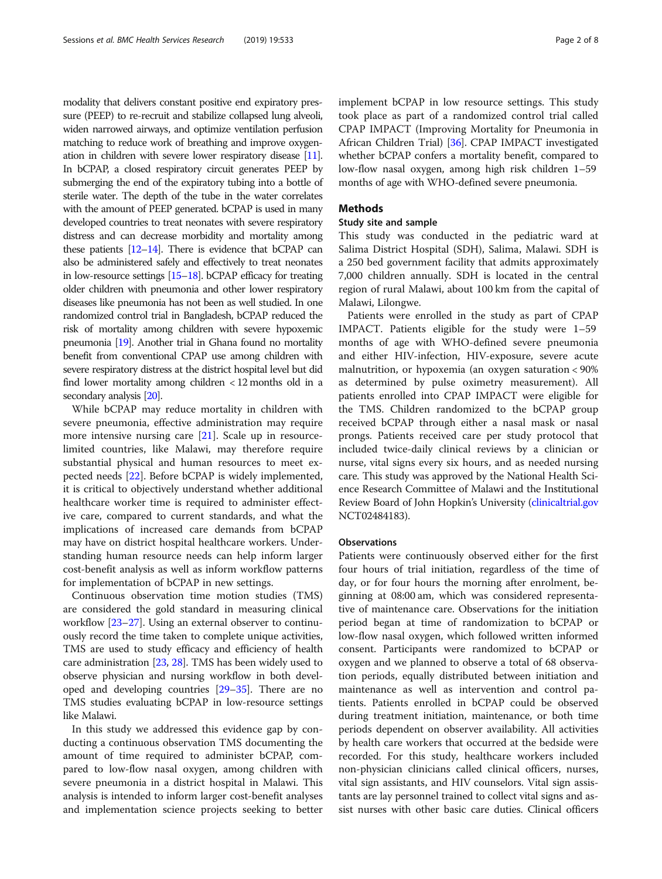modality that delivers constant positive end expiratory pressure (PEEP) to re-recruit and stabilize collapsed lung alveoli, widen narrowed airways, and optimize ventilation perfusion matching to reduce work of breathing and improve oxygenation in children with severe lower respiratory disease [11]. In bCPAP, a closed respiratory circuit generates PEEP by submerging the end of the expiratory tubing into a bottle of sterile water. The depth of the tube in the water correlates with the amount of PEEP generated. bCPAP is used in many developed countries to treat neonates with severe respiratory distress and can decrease morbidity and mortality among these patients [12–14]. There is evidence that bCPAP can also be administered safely and effectively to treat neonates in low-resource settings [15–18]. bCPAP efficacy for treating older children with pneumonia and other lower respiratory diseases like pneumonia has not been as well studied. In one randomized control trial in Bangladesh, bCPAP reduced the risk of mortality among children with severe hypoxemic pneumonia [19]. Another trial in Ghana found no mortality benefit from conventional CPAP use among children with severe respiratory distress at the district hospital level but did find lower mortality among children < 12 months old in a secondary analysis [20].

While bCPAP may reduce mortality in children with severe pneumonia, effective administration may require more intensive nursing care [21]. Scale up in resource-limited countries, like Malawi, may therefore require substantial physical and human resources to meet expected needs [22]. Before bCPAP is widely implemented, it is critical to objectively understand whether additional healthcare worker time is required to administer effective care, compared to current standards, and what the implications of increased care demands from bCPAP may have on district hospital healthcare workers. Understanding human resource needs can help inform larger cost-benefit analysis as well as inform workflow patterns for implementation of bCPAP in new settings.

Continuous observation time motion studies (TMS) are considered the gold standard in measuring clinical workflow [23–27]. Using an external observer to continuously record the time taken to complete unique activities, TMS are used to study efficacy and efficiency of health care administration [23, 28]. TMS has been widely used to observe physician and nursing workflow in both developed and developing countries [29–35]. There are no TMS studies evaluating bCPAP in low-resource settings like Malawi.

In this study we addressed this evidence gap by conducting a continuous observation TMS documenting the amount of time required to administer bCPAP, compared to low-flow nasal oxygen, among children with severe pneumonia in a district hospital in Malawi. This analysis is intended to inform larger cost-benefit analyses and implementation science projects seeking to better implement bCPAP in low resource settings. This study took place as part of a randomized control trial called CPAP IMPACT (Improving Mortality for Pneumonia in African Children Trial) [36]. CPAP IMPACT investigated whether bCPAP confers a mortality benefit, compared to low-flow nasal oxygen, among high risk children 1–59 months of age with WHO-defined severe pneumonia.

## Methods

### Study site and sample

This study was conducted in the pediatric ward at Salima District Hospital (SDH), Salima, Malawi. SDH is a 250 bed government facility that admits approximately 7,000 children annually. SDH is located in the central region of rural Malawi, about 100 km from the capital of Malawi, Lilongwe.

Patients were enrolled in the study as part of CPAP IMPACT. Patients eligible for the study were 1–59 months of age with WHO-defined severe pneumonia and either HIV-infection, HIV-exposure, severe acute malnutrition, or hypoxemia (an oxygen saturation < 90% as determined by pulse oximetry measurement). All patients enrolled into CPAP IMPACT were eligible for the TMS. Children randomized to the bCPAP group received bCPAP through either a nasal mask or nasal prongs. Patients received care per study protocol that included twice-daily clinical reviews by a clinician or nurse, vital signs every six hours, and as needed nursing care. This study was approved by the National Health Science Research Committee of Malawi and the Institutional Review Board of John Hopkin's University (clinicaltrial.gov NCT02484183).

### Observations

Patients were continuously observed either for the first four hours of trial initiation, regardless of the time of day, or for four hours the morning after enrolment, beginning at 08:00 am, which was considered representative of maintenance care. Observations for the initiation period began at time of randomization to bCPAP or low-flow nasal oxygen, which followed written informed consent. Participants were randomized to bCPAP or oxygen and we planned to observe a total of 68 observation periods, equally distributed between initiation and maintenance as well as intervention and control patients. Patients enrolled in bCPAP could be observed during treatment initiation, maintenance, or both time periods dependent on observer availability. All activities by health care workers that occurred at the bedside were recorded. For this study, healthcare workers included non-physician clinicians called clinical officers, nurses, vital sign assistants, and HIV counselors. Vital sign assistants are lay personnel trained to collect vital signs and assist nurses with other basic care duties. Clinical officers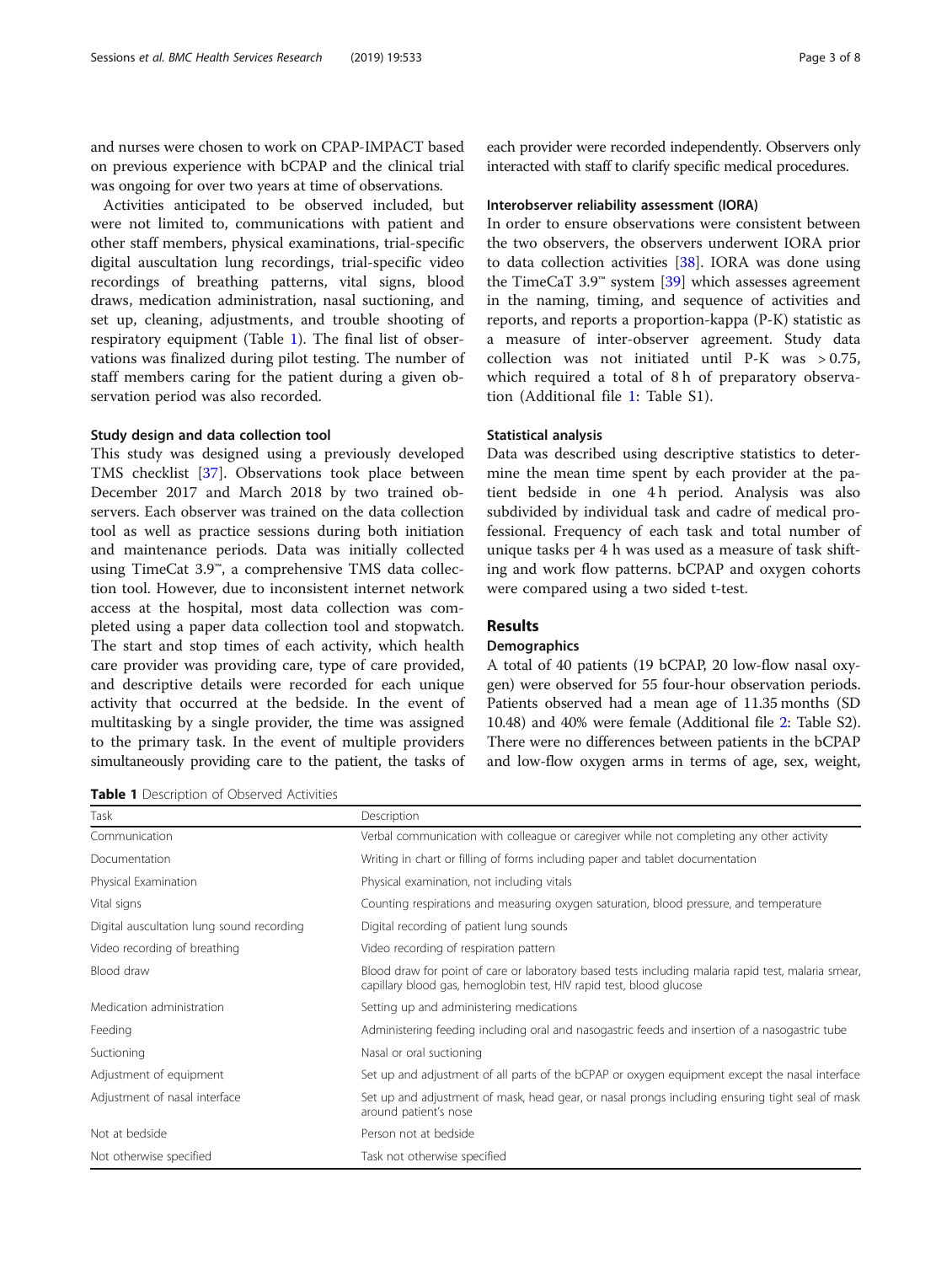and nurses were chosen to work on CPAP-IMPACT based on previous experience with bCPAP and the clinical trial was ongoing for over two years at time of observations.

Activities anticipated to be observed included, but were not limited to, communications with patient and other staff members, physical examinations, trial-specific digital auscultation lung recordings, trial-specific video recordings of breathing patterns, vital signs, blood draws, medication administration, nasal suctioning, and set up, cleaning, adjustments, and trouble shooting of respiratory equipment (Table 1). The final list of observations was finalized during pilot testing. The number of staff members caring for the patient during a given observation period was also recorded.

### Study design and data collection tool

This study was designed using a previously developed TMS checklist [37]. Observations took place between December 2017 and March 2018 by two trained observers. Each observer was trained on the data collection tool as well as practice sessions during both initiation and maintenance periods. Data was initially collected using TimeCat 3.9™, a comprehensive TMS data collection tool. However, due to inconsistent internet network access at the hospital, most data collection was completed using a paper data collection tool and stopwatch. The start and stop times of each activity, which health care provider was providing care, type of care provided, and descriptive details were recorded for each unique activity that occurred at the bedside. In the event of multitasking by a single provider, the time was assigned to the primary task. In the event of multiple providers simultaneously providing care to the patient, the tasks of each provider were recorded independently. Observers only interacted with staff to clarify specific medical procedures.

### Interobserver reliability assessment (IORA)

In order to ensure observations were consistent between the two observers, the observers underwent IORA prior to data collection activities [38]. IORA was done using the TimeCaT 3.9™ system [39] which assesses agreement in the naming, timing, and sequence of activities and reports, and reports a proportion-kappa (P-K) statistic as a measure of inter-observer agreement. Study data collection was not initiated until P-K was $> 0.75$, which required a total of 8 h of preparatory observation (Additional file 1: Table S1).

### Statistical analysis

Data was described using descriptive statistics to determine the mean time spent by each provider at the patient bedside in one 4 h period. Analysis was also subdivided by individual task and cadre of medical professional. Frequency of each task and total number of unique tasks per 4 h was used as a measure of task shifting and work flow patterns. bCPAP and oxygen cohorts were compared using a two sided t-test.

## Results

### Demographics

A total of 40 patients (19 bCPAP, 20 low-flow nasal oxygen) were observed for 55 four-hour observation periods. Patients observed had a mean age of 11.35 months (SD 10.48) and 40% were female (Additional file 2: Table S2). There were no differences between patients in the bCPAP and low-flow oxygen arms in terms of age, sex, weight,

**Table 1** Description of Observed Activities

| Task | Description |
|---|---|
| Communication | Verbal communication with colleague or caregiver while not completing any other activity |
| Documentation | Writing in chart or filling of forms including paper and tablet documentation |
| Physical Examination | Physical examination, not including vitals |
| Vital signs | Counting respirations and measuring oxygen saturation, blood pressure, and temperature |
| Digital auscultation lung sound recording | Digital recording of patient lung sounds |
| Video recording of breathing | Video recording of respiration pattern |
| Blood draw | Blood draw for point of care or laboratory based tests including malaria rapid test, malaria smear, capillary blood gas, hemoglobin test, HIV rapid test, blood glucose |
| Medication administration | Setting up and administering medications |
| Feeding | Administering feeding including oral and nasogastric feeds and insertion of a nasogastric tube |
| Suctioning | Nasal or oral suctioning |
| Adjustment of equipment | Set up and adjustment of all parts of the bCPAP or oxygen equipment except the nasal interface |
| Adjustment of nasal interface | Set up and adjustment of mask, head gear, or nasal prongs including ensuring tight seal of mask around patient's nose |
| Not at bedside | Person not at bedside |
| Not otherwise specified | Task not otherwise specified |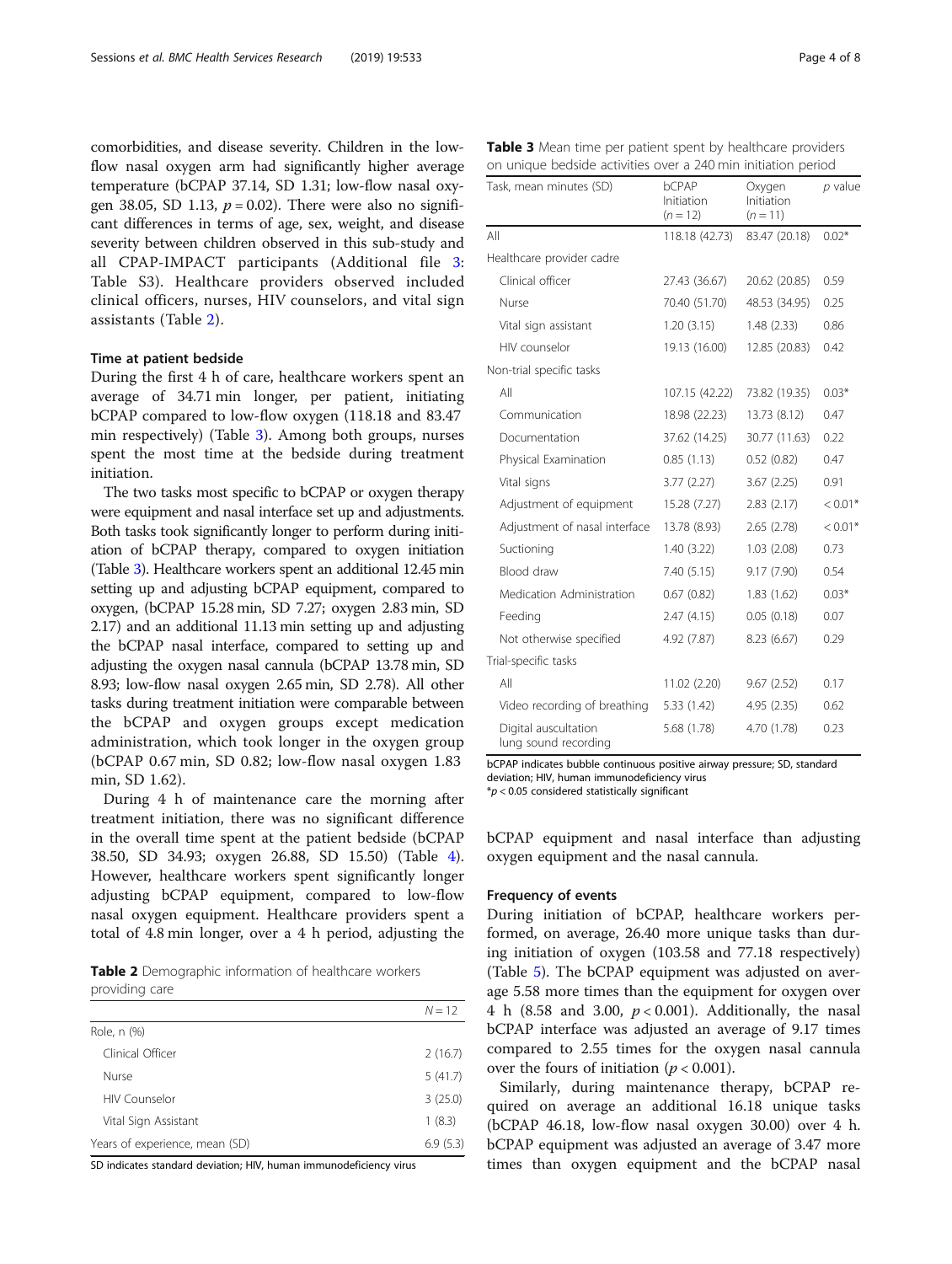comorbidities, and disease severity. Children in the low-flow nasal oxygen arm had significantly higher average temperature (bCPAP 37.14, SD 1.31; low-flow nasal oxygen 38.05, SD 1.13, $p = 0.02$). There were also no significant differences in terms of age, sex, weight, and disease severity between children observed in this sub-study and all CPAP-IMPACT participants (Additional file 3: Table S3). Healthcare providers observed included clinical officers, nurses, HIV counselors, and vital sign assistants (Table 2).

### Time at patient bedside

During the first 4 h of care, healthcare workers spent an average of 34.71 min longer, per patient, initiating bCPAP compared to low-flow oxygen (118.18 and 83.47 min respectively) (Table 3). Among both groups, nurses spent the most time at the bedside during treatment initiation.

The two tasks most specific to bCPAP or oxygen therapy were equipment and nasal interface set up and adjustments. Both tasks took significantly longer to perform during initiation of bCPAP therapy, compared to oxygen initiation (Table 3). Healthcare workers spent an additional 12.45 min setting up and adjusting bCPAP equipment, compared to oxygen, (bCPAP 15.28 min, SD 7.27; oxygen 2.83 min, SD 2.17) and an additional 11.13 min setting up and adjusting the bCPAP nasal interface, compared to setting up and adjusting the oxygen nasal cannula (bCPAP 13.78 min, SD 8.93; low-flow nasal oxygen 2.65 min, SD 2.78). All other tasks during treatment initiation were comparable between the bCPAP and oxygen groups except medication administration, which took longer in the oxygen group (bCPAP 0.67 min, SD 0.82; low-flow nasal oxygen 1.83 min, SD 1.62).

During 4 h of maintenance care the morning after treatment initiation, there was no significant difference in the overall time spent at the patient bedside (bCPAP 38.50, SD 34.93; oxygen 26.88, SD 15.50) (Table 4). However, healthcare workers spent significantly longer adjusting bCPAP equipment, compared to low-flow nasal oxygen equipment. Healthcare providers spent a total of 4.8 min longer, over a 4 h period, adjusting the bCPAP equipment and nasal interface than adjusting oxygen equipment and the nasal cannula.

**Table 2** Demographic information of healthcare workers providing care

| | $N = 12$ |
|---|---|
| Role, n (%) | |
| Clinical Officer | 2 (16.7) |
| Nurse | 5 (41.7) |
| HIV Counselor | 3 (25.0) |
| Vital Sign Assistant | 1 (8.3) |
| Years of experience, mean (SD) | 6.9 (5.3) |

SD indicates standard deviation; HIV, human immunodeficiency virus

**Table 3** Mean time per patient spent by healthcare providers on unique bedside activities over a 240 min initiation period

| Task, mean minutes (SD) | bCPAP Initiation ($n = 12$) | Oxygen Initiation ($n = 11$) | $p$ value |
|---|---|---|---|
| All | 118.18 (42.73) | 83.47 (20.18) | 0.02* |
| Healthcare provider cadre | | | |
| Clinical officer | 27.43 (36.67) | 20.62 (20.85) | 0.59 |
| Nurse | 70.40 (51.70) | 48.53 (34.95) | 0.25 |
| Vital sign assistant | 1.20 (3.15) | 1.48 (2.33) | 0.86 |
| HIV counselor | 19.13 (16.00) | 12.85 (20.83) | 0.42 |
| Non-trial specific tasks | | | |
| All | 107.15 (42.22) | 73.82 (19.35) | 0.03* |
| Communication | 18.98 (22.23) | 13.73 (8.12) | 0.47 |
| Documentation | 37.62 (14.25) | 30.77 (11.63) | 0.22 |
| Physical Examination | 0.85 (1.13) | 0.52 (0.82) | 0.47 |
| Vital signs | 3.77 (2.27) | 3.67 (2.25) | 0.91 |
| Adjustment of equipment | 15.28 (7.27) | 2.83 (2.17) | < 0.01* |
| Adjustment of nasal interface | 13.78 (8.93) | 2.65 (2.78) | < 0.01* |
| Suctioning | 1.40 (3.22) | 1.03 (2.08) | 0.73 |
| Blood draw | 7.40 (5.15) | 9.17 (7.90) | 0.54 |
| Medication Administration | 0.67 (0.82) | 1.83 (1.62) | 0.03* |
| Feeding | 2.47 (4.15) | 0.05 (0.18) | 0.07 |
| Not otherwise specified | 4.92 (7.87) | 8.23 (6.67) | 0.29 |
| Trial-specific tasks | | | |
| All | 11.02 (2.20) | 9.67 (2.52) | 0.17 |
| Video recording of breathing | 5.33 (1.42) | 4.95 (2.35) | 0.62 |
| Digital auscultation lung sound recording | 5.68 (1.78) | 4.70 (1.78) | 0.23 |

bCPAP indicates bubble continuous positive airway pressure; SD, standard deviation; HIV, human immunodeficiency virus
*$p < 0.05$ considered statistically significant

### Frequency of events

During initiation of bCPAP, healthcare workers performed, on average, 26.40 more unique tasks than during initiation of oxygen (103.58 and 77.18 respectively) (Table 5). The bCPAP equipment was adjusted on average 5.58 more times than the equipment for oxygen over 4 h (8.58 and 3.00, $p < 0.001$). Additionally, the nasal bCPAP interface was adjusted an average of 9.17 times compared to 2.55 times for the oxygen nasal cannula over the fours of initiation ($p < 0.001$).

Similarly, during maintenance therapy, bCPAP required on average an additional 16.18 unique tasks (bCPAP 46.18, low-flow nasal oxygen 30.00) over 4 h. bCPAP equipment was adjusted an average of 3.47 more times than oxygen equipment and the bCPAP nasal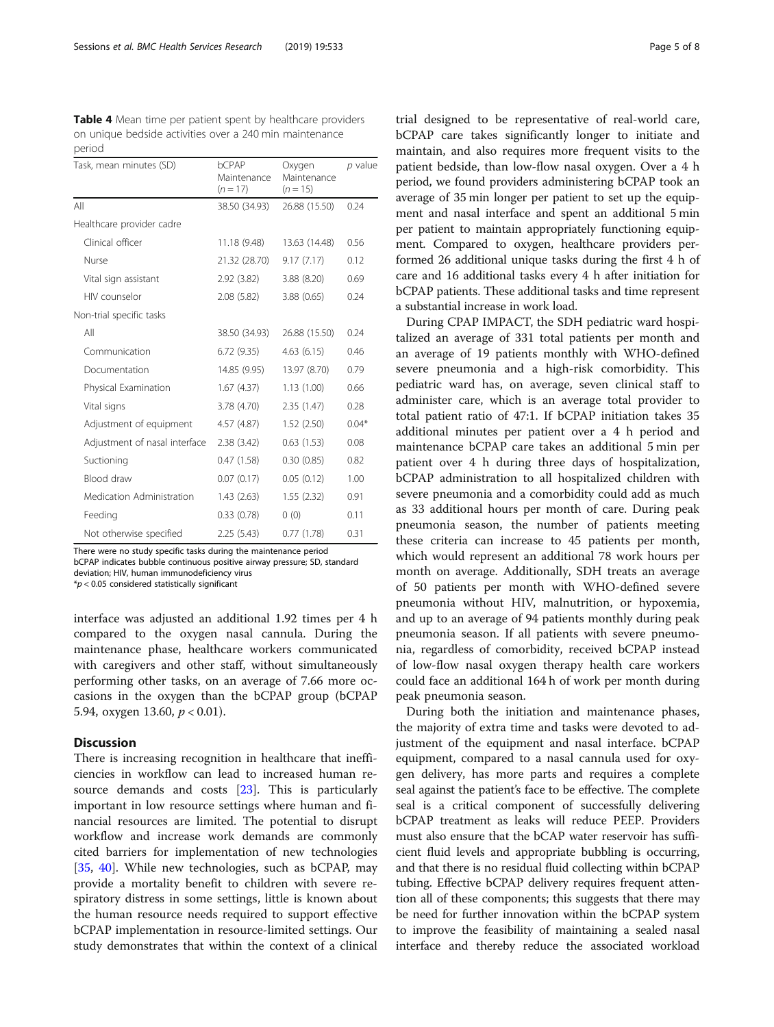**Table 4** Mean time per patient spent by healthcare providers on unique bedside activities over a 240 min maintenance period

| Task, mean minutes (SD) | bCPAP Maintenance ($n = 17$) | Oxygen Maintenance ($n = 15$) | *p* value |
|---|---|---|---|
| All | 38.50 (34.93) | 26.88 (15.50) | 0.24 |
| Healthcare provider cadre | | | |
| Clinical officer | 11.18 (9.48) | 13.63 (14.48) | 0.56 |
| Nurse | 21.32 (28.70) | 9.17 (7.17) | 0.12 |
| Vital sign assistant | 2.92 (3.82) | 3.88 (8.20) | 0.69 |
| HIV counselor | 2.08 (5.82) | 3.88 (0.65) | 0.24 |
| Non-trial specific tasks | | | |
| All | 38.50 (34.93) | 26.88 (15.50) | 0.24 |
| Communication | 6.72 (9.35) | 4.63 (6.15) | 0.46 |
| Documentation | 14.85 (9.95) | 13.97 (8.70) | 0.79 |
| Physical Examination | 1.67 (4.37) | 1.13 (1.00) | 0.66 |
| Vital signs | 3.78 (4.70) | 2.35 (1.47) | 0.28 |
| Adjustment of equipment | 4.57 (4.87) | 1.52 (2.50) | 0.04* |
| Adjustment of nasal interface | 2.38 (3.42) | 0.63 (1.53) | 0.08 |
| Suctioning | 0.47 (1.58) | 0.30 (0.85) | 0.82 |
| Blood draw | 0.07 (0.17) | 0.05 (0.12) | 1.00 |
| Medication Administration | 1.43 (2.63) | 1.55 (2.32) | 0.91 |
| Feeding | 0.33 (0.78) | 0 (0) | 0.11 |
| Not otherwise specified | 2.25 (5.43) | 0.77 (1.78) | 0.31 |

There were no study specific tasks during the maintenance period
bCPAP indicates bubble continuous positive airway pressure; SD, standard deviation; HIV, human immunodeficiency virus
*$p < 0.05$ considered statistically significant

interface was adjusted an additional 1.92 times per 4 h compared to the oxygen nasal cannula. During the maintenance phase, healthcare workers communicated with caregivers and other staff, without simultaneously performing other tasks, on an average of 7.66 more occasions in the oxygen than the bCPAP group (bCPAP 5.94, oxygen 13.60, $p < 0.01$).

## Discussion

There is increasing recognition in healthcare that inefficiencies in workflow can lead to increased human resource demands and costs [23]. This is particularly important in low resource settings where human and financial resources are limited. The potential to disrupt workflow and increase work demands are commonly cited barriers for implementation of new technologies [35, 40]. While new technologies, such as bCPAP, may provide a mortality benefit to children with severe respiratory distress in some settings, little is known about the human resource needs required to support effective bCPAP implementation in resource-limited settings. Our study demonstrates that within the context of a clinical trial designed to be representative of real-world care, bCPAP care takes significantly longer to initiate and maintain, and also requires more frequent visits to the patient bedside, than low-flow nasal oxygen. Over a 4 h period, we found providers administering bCPAP took an average of 35 min longer per patient to set up the equipment and nasal interface and spent an additional 5 min per patient to maintain appropriately functioning equipment. Compared to oxygen, healthcare providers performed 26 additional unique tasks during the first 4 h of care and 16 additional tasks every 4 h after initiation for bCPAP patients. These additional tasks and time represent a substantial increase in work load.

During CPAP IMPACT, the SDH pediatric ward hospitalized an average of 331 total patients per month and an average of 19 patients monthly with WHO-defined severe pneumonia and a high-risk comorbidity. This pediatric ward has, on average, seven clinical staff to administer care, which is an average total provider to total patient ratio of 47:1. If bCPAP initiation takes 35 additional minutes per patient over a 4 h period and maintenance bCPAP care takes an additional 5 min per patient over 4 h during three days of hospitalization, bCPAP administration to all hospitalized children with severe pneumonia and a comorbidity could add as much as 33 additional hours per month of care. During peak pneumonia season, the number of patients meeting these criteria can increase to 45 patients per month, which would represent an additional 78 work hours per month on average. Additionally, SDH treats an average of 50 patients per month with WHO-defined severe pneumonia without HIV, malnutrition, or hypoxemia, and up to an average of 94 patients monthly during peak pneumonia season. If all patients with severe pneumonia, regardless of comorbidity, received bCPAP instead of low-flow nasal oxygen therapy health care workers could face an additional 164 h of work per month during peak pneumonia season.

During both the initiation and maintenance phases, the majority of extra time and tasks were devoted to adjustment of the equipment and nasal interface. bCPAP equipment, compared to a nasal cannula used for oxygen delivery, has more parts and requires a complete seal against the patient's face to be effective. The complete seal is a critical component of successfully delivering bCPAP treatment as leaks will reduce PEEP. Providers must also ensure that the bCAP water reservoir has sufficient fluid levels and appropriate bubbling is occurring, and that there is no residual fluid collecting within bCPAP tubing. Effective bCPAP delivery requires frequent attention all of these components; this suggests that there may be need for further innovation within the bCPAP system to improve the feasibility of maintaining a sealed nasal interface and thereby reduce the associated workload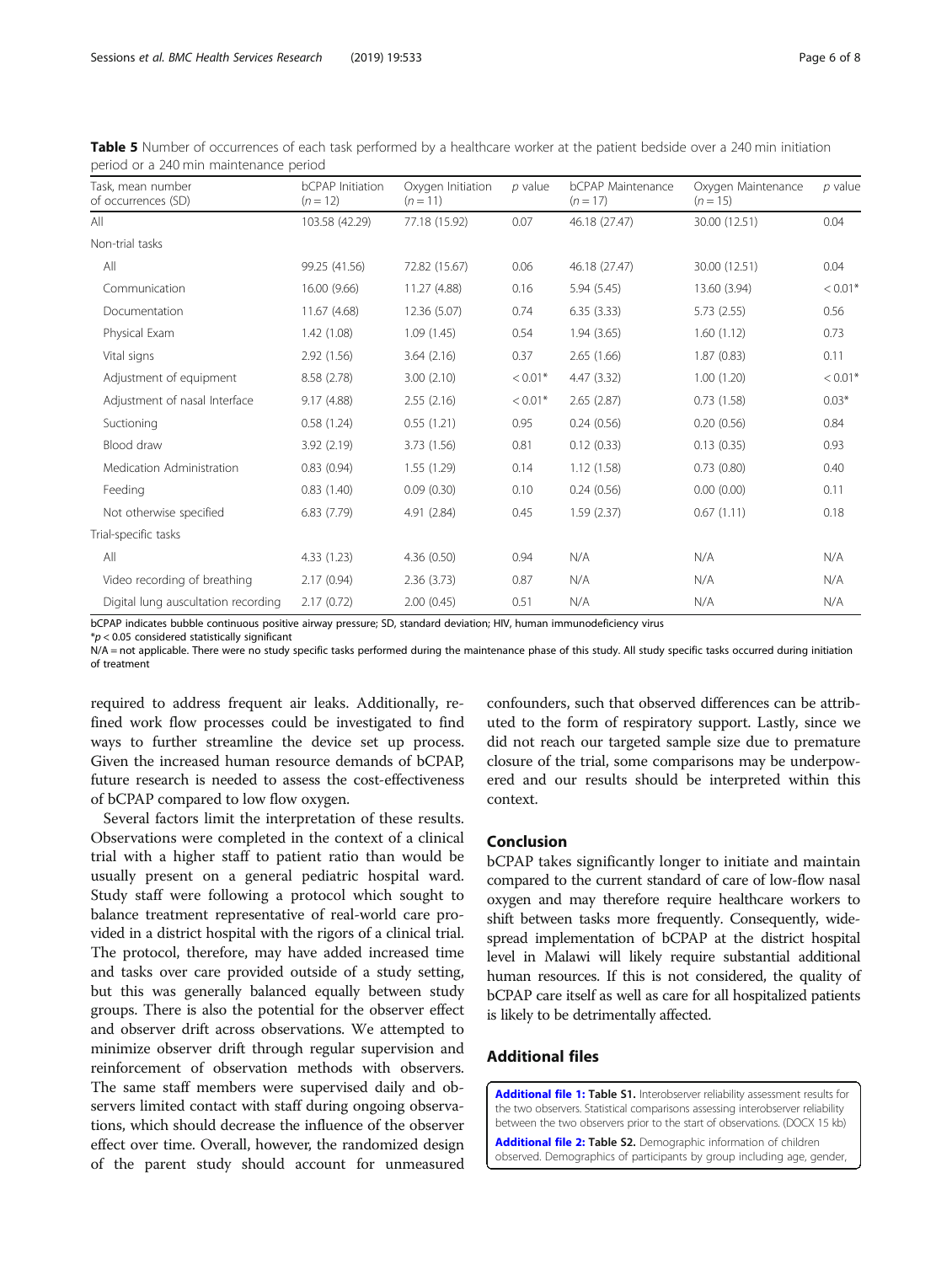**Table 5** Number of occurrences of each task performed by a healthcare worker at the patient bedside over a 240 min initiation period or a 240 min maintenance period

| Task, mean number of occurrences (SD) | bCPAP Initiation ($n = 12$) | Oxygen Initiation ($n = 11$) | $p$ value | bCPAP Maintenance ($n = 17$) | Oxygen Maintenance ($n = 15$) | $p$ value |
|---|---|---|---|---|---|---|
| All | 103.58 (42.29) | 77.18 (15.92) | 0.07 | 46.18 (27.47) | 30.00 (12.51) | 0.04 |
| Non-trial tasks | | | | | | |
| All | 99.25 (41.56) | 72.82 (15.67) | 0.06 | 46.18 (27.47) | 30.00 (12.51) | 0.04 |
| Communication | 16.00 (9.66) | 11.27 (4.88) | 0.16 | 5.94 (5.45) | 13.60 (3.94) | < 0.01* |
| Documentation | 11.67 (4.68) | 12.36 (5.07) | 0.74 | 6.35 (3.33) | 5.73 (2.55) | 0.56 |
| Physical Exam | 1.42 (1.08) | 1.09 (1.45) | 0.54 | 1.94 (3.65) | 1.60 (1.12) | 0.73 |
| Vital signs | 2.92 (1.56) | 3.64 (2.16) | 0.37 | 2.65 (1.66) | 1.87 (0.83) | 0.11 |
| Adjustment of equipment | 8.58 (2.78) | 3.00 (2.10) | < 0.01* | 4.47 (3.32) | 1.00 (1.20) | < 0.01* |
| Adjustment of nasal Interface | 9.17 (4.88) | 2.55 (2.16) | < 0.01* | 2.65 (2.87) | 0.73 (1.58) | 0.03* |
| Suctioning | 0.58 (1.24) | 0.55 (1.21) | 0.95 | 0.24 (0.56) | 0.20 (0.56) | 0.84 |
| Blood draw | 3.92 (2.19) | 3.73 (1.56) | 0.81 | 0.12 (0.33) | 0.13 (0.35) | 0.93 |
| Medication Administration | 0.83 (0.94) | 1.55 (1.29) | 0.14 | 1.12 (1.58) | 0.73 (0.80) | 0.40 |
| Feeding | 0.83 (1.40) | 0.09 (0.30) | 0.10 | 0.24 (0.56) | 0.00 (0.00) | 0.11 |
| Not otherwise specified | 6.83 (7.79) | 4.91 (2.84) | 0.45 | 1.59 (2.37) | 0.67 (1.11) | 0.18 |
| Trial-specific tasks | | | | | | |
| All | 4.33 (1.23) | 4.36 (0.50) | 0.94 | N/A | N/A | N/A |
| Video recording of breathing | 2.17 (0.94) | 2.36 (3.73) | 0.87 | N/A | N/A | N/A |
| Digital lung auscultation recording | 2.17 (0.72) | 2.00 (0.45) | 0.51 | N/A | N/A | N/A |

bCPAP indicates bubble continuous positive airway pressure; SD, standard deviation; HIV, human immunodeficiency virus

*$p < 0.05$ considered statistically significant

N/A = not applicable. There were no study specific tasks performed during the maintenance phase of this study. All study specific tasks occurred during initiation of treatment

required to address frequent air leaks. Additionally, refined work flow processes could be investigated to find ways to further streamline the device set up process. Given the increased human resource demands of bCPAP, future research is needed to assess the cost-effectiveness of bCPAP compared to low flow oxygen.

Several factors limit the interpretation of these results. Observations were completed in the context of a clinical trial with a higher staff to patient ratio than would be usually present on a general pediatric hospital ward. Study staff were following a protocol which sought to balance treatment representative of real-world care provided in a district hospital with the rigors of a clinical trial. The protocol, therefore, may have added increased time and tasks over care provided outside of a study setting, but this was generally balanced equally between study groups. There is also the potential for the observer effect and observer drift across observations. We attempted to minimize observer drift through regular supervision and reinforcement of observation methods with observers. The same staff members were supervised daily and observers limited contact with staff during ongoing observations, which should decrease the influence of the observer effect over time. Overall, however, the randomized design of the parent study should account for unmeasured confounders, such that observed differences can be attributed to the form of respiratory support. Lastly, since we did not reach our targeted sample size due to premature closure of the trial, some comparisons may be underpowered and our results should be interpreted within this context.

## Conclusion

bCPAP takes significantly longer to initiate and maintain compared to the current standard of care of low-flow nasal oxygen and may therefore require healthcare workers to shift between tasks more frequently. Consequently, widespread implementation of bCPAP at the district hospital level in Malawi will likely require substantial additional human resources. If this is not considered, the quality of bCPAP care itself as well as care for all hospitalized patients is likely to be detrimentally affected.

## Additional files

**Additional file 1: Table S1.** Interobserver reliability assessment results for the two observers. Statistical comparisons assessing interobserver reliability between the two observers prior to the start of observations. (DOCX 15 kb)

**Additional file 2: Table S2.** Demographic information of children observed. Demographics of participants by group including age, gender,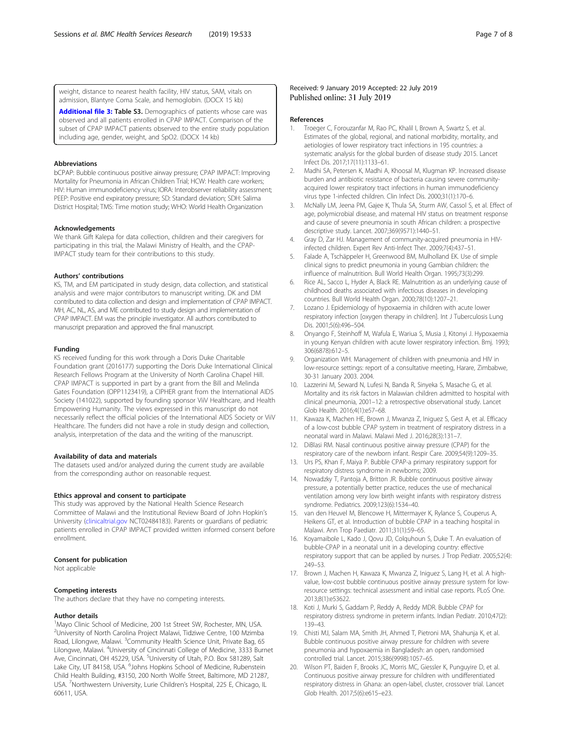weight, distance to nearest health facility, HIV status, SAM, vitals on admission, Blantyre Coma Scale, and hemoglobin. (DOCX 15 kb)

**Additional file 3: Table S3.** Demographics of patients whose care was observed and all patients enrolled in CPAP IMPACT. Comparison of the subset of CPAP IMPACT patients observed to the entire study population including age, gender, weight, and SpO2. (DOCX 14 kb)

### Abbreviations

bCPAP: Bubble continuous positive airway pressure; CPAP IMPACT: Improving Mortality for Pneumonia in African Children Trial; HCW: Health care workers; HIV: Human immunodeficiency virus; IORA: Interobserver reliability assessment; PEEP: Positive end expiratory pressure; SD: Standard deviation; SDH: Salima District Hospital; TMS: Time motion study; WHO: World Health Organization

### Acknowledgements

We thank Gift Kalepa for data collection, children and their caregivers for participating in this trial, the Malawi Ministry of Health, and the CPAP-IMPACT study team for their contributions to this study.

### Authors' contributions

KS, TM, and EM participated in study design, data collection, and statistical analysis and were major contributors to manuscript writing. DK and DM contributed to data collection and design and implementation of CPAP IMPACT. MH, AC, NL, AS, and ME contributed to study design and implementation of CPAP IMPACT. EM was the principle investigator. All authors contributed to manuscript preparation and approved the final manuscript.

### Funding

KS received funding for this work through a Doris Duke Charitable Foundation grant (2016177) supporting the Doris Duke International Clinical Research Fellows Program at the University of North Carolina Chapel Hill. CPAP IMPACT is supported in part by a grant from the Bill and Melinda Gates Foundation (OPP1123419), a CIPHER grant from the International AIDS Society (141022), supported by founding sponsor ViiV Healthcare, and Health Empowering Humanity. The views expressed in this manuscript do not necessarily reflect the official policies of the International AIDS Society or ViiV Healthcare. The funders did not have a role in study design and collection, analysis, interpretation of the data and the writing of the manuscript.

### Availability of data and materials

The datasets used and/or analyzed during the current study are available from the corresponding author on reasonable request.

### Ethics approval and consent to participate

This study was approved by the National Health Science Research Committee of Malawi and the Institutional Review Board of John Hopkin's University (clinicaltrial.gov NCT02484183). Parents or guardians of pediatric patients enrolled in CPAP IMPACT provided written informed consent before enrollment.

### Consent for publication

Not applicable

### Competing interests

The authors declare that they have no competing interests.

### Author details

[1]Mayo Clinic School of Medicine, 200 1st Street SW, Rochester, MN, USA. [2]University of North Carolina Project Malawi, Tidziwe Centre, 100 Mzimba Road, Lilongwe, Malawi. [3]Community Health Science Unit, Private Bag, 65 Lilongwe, Malawi. [4]University of Cincinnati College of Medicine, 3333 Burnet Ave, Cincinnati, OH 45229, USA. [5]University of Utah, P.O. Box 581289, Salt Lake City, UT 84158, USA. [6]Johns Hopkins School of Medicine, Rubenstein Child Health Building, #3150, 200 North Wolfe Street, Baltimore, MD 21287, USA. [7]Northwestern University, Lurie Children's Hospital, 225 E, Chicago, IL 60611, USA.

Received: 9 January 2019 Accepted: 22 July 2019
Published online: 31 July 2019

### References

1. Troeger C, Forouzanfar M, Rao PC, Khalil I, Brown A, Swartz S, et al. Estimates of the global, regional, and national morbidity, mortality, and aetiologies of lower respiratory tract infections in 195 countries: a systematic analysis for the global burden of disease study 2015. Lancet Infect Dis. 2017;17(11):1133–61.
2. Madhi SA, Petersen K, Madhi A, Khoosal M, Klugman KP. Increased disease burden and antibiotic resistance of bacteria causing severe community-acquired lower respiratory tract infections in human immunodeficiency virus type 1-infected children. Clin Infect Dis. 2000;31(1):170–6.
3. McNally LM, Jeena PM, Gajee K, Thula SA, Sturm AW, Cassol S, et al. Effect of age, polymicrobial disease, and maternal HIV status on treatment response and cause of severe pneumonia in south African children: a prospective descriptive study. Lancet. 2007;369(9571):1440–51.
4. Gray D, Zar HJ. Management of community-acquired pneumonia in HIV-infected children. Expert Rev Anti-Infect Ther. 2009;7(4):437–51.
5. Falade A, Tschäppeler H, Greenwood BM, Mulholland EK. Use of simple clinical signs to predict pneumonia in young Gambian children: the influence of malnutrition. Bull World Health Organ. 1995;73(3):299.
6. Rice AL, Sacco L, Hyder A, Black RE. Malnutrition as an underlying cause of childhood deaths associated with infectious diseases in developing countries. Bull World Health Organ. 2000;78(10):1207–21.
7. Lozano J. Epidemiology of hypoxaemia in children with acute lower respiratory infection [oxygen therapy in children]. Int J Tuberculosis Lung Dis. 2001;5(6):496–504.
8. Onyango F, Steinhoff M, Wafula E, Wariua S, Musia J, Kitonyi J. Hypoxaemia in young Kenyan children with acute lower respiratory infection. Bmj. 1993;306(6878):612–5.
9. Organization WH. Management of children with pneumonia and HIV in low-resource settings: report of a consultative meeting, Harare, Zimbabwe, 30-31 January 2003. 2004.
10. Lazzerini M, Seward N, Lufesi N, Banda R, Sinyeka S, Masache G, et al. Mortality and its risk factors in Malawian children admitted to hospital with clinical pneumonia, 2001–12: a retrospective observational study. Lancet Glob Health. 2016;4(1):e57–68.
11. Kawaza K, Machen HE, Brown J, Mwanza Z, Iniguez S, Gest A, et al. Efficacy of a low-cost bubble CPAP system in treatment of respiratory distress in a neonatal ward in Malawi. Malawi Med J. 2016;28(3):131–7.
12. DiBlasi RM. Nasal continuous positive airway pressure (CPAP) for the respiratory care of the newborn infant. Respir Care. 2009;54(9):1209–35.
13. Urs PS, Khan F, Maiya P. Bubble CPAP-a primary respiratory support for respiratory distress syndrome in newborns; 2009.
14. Nowadzky T, Pantoja A, Britton JR. Bubble continuous positive airway pressure, a potentially better practice, reduces the use of mechanical ventilation among very low birth weight infants with respiratory distress syndrome. Pediatrics. 2009;123(6):1534–40.
15. van den Heuvel M, Blencowe H, Mittermayer K, Rylance S, Couperus A, Heikens GT, et al. Introduction of bubble CPAP in a teaching hospital in Malawi. Ann Trop Paediatr. 2011;31(1):59–65.
16. Koyamaibole L, Kado J, Qovu JD, Colquhoun S, Duke T. An evaluation of bubble-CPAP in a neonatal unit in a developing country: effective respiratory support that can be applied by nurses. J Trop Pediatr. 2005;52(4):249–53.
17. Brown J, Machen H, Kawaza K, Mwanza Z, Iniguez S, Lang H, et al. A high-value, low-cost bubble continuous positive airway pressure system for low-resource settings: technical assessment and initial case reports. PLoS One. 2013;8(1):e53622.
18. Koti J, Murki S, Gaddam P, Reddy A, Reddy MDR. Bubble CPAP for respiratory distress syndrome in preterm infants. Indian Pediatr. 2010;47(2):139–43.
19. Chisti MJ, Salam MA, Smith JH, Ahmed T, Pietroni MA, Shahunja K, et al. Bubble continuous positive airway pressure for children with severe pneumonia and hypoxaemia in Bangladesh: an open, randomised controlled trial. Lancet. 2015;386(9998):1057–65.
20. Wilson PT, Baiden F, Brooks JC, Morris MC, Giessler K, Punguyire D, et al. Continuous positive airway pressure for children with undifferentiated respiratory distress in Ghana: an open-label, cluster, crossover trial. Lancet Glob Health. 2017;5(6):e615–e23.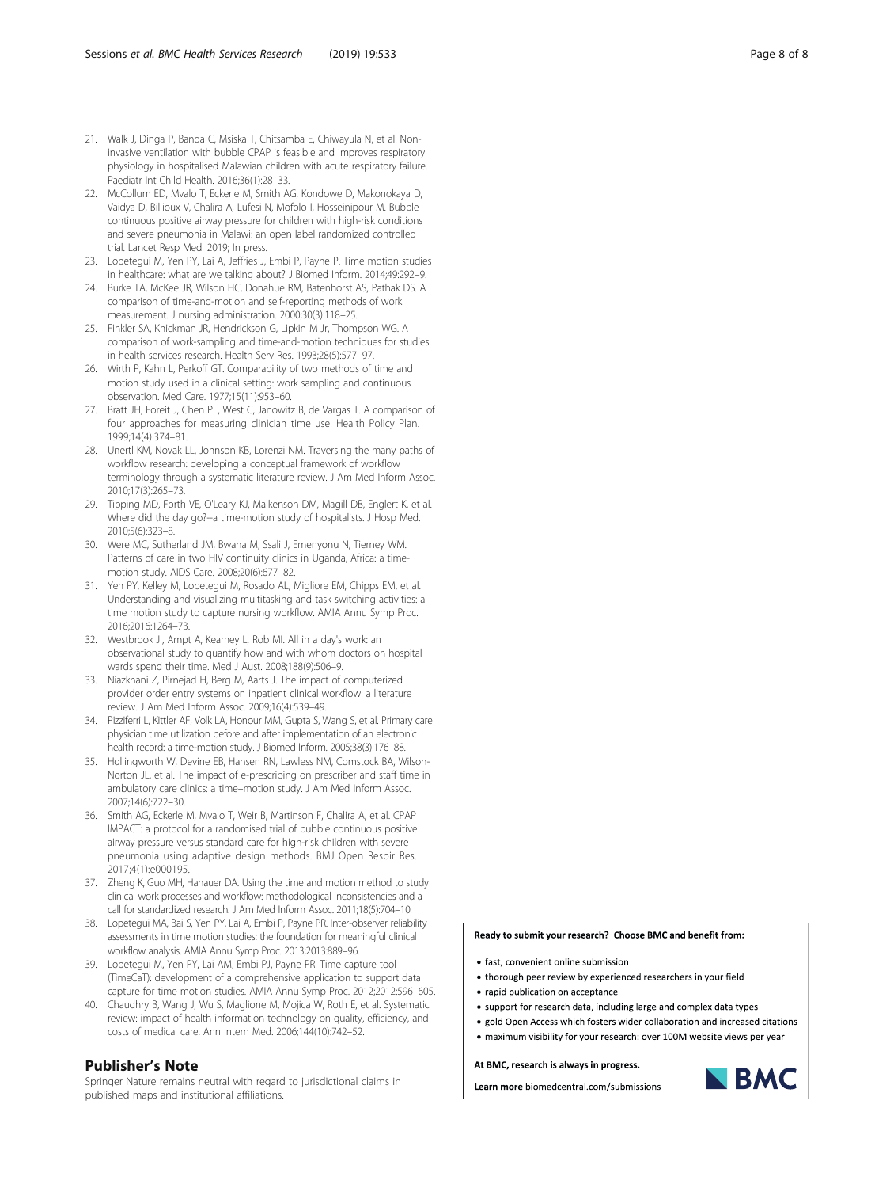21. Walk J, Dinga P, Banda C, Msiska T, Chitsamba E, Chiwayula N, et al. Non-invasive ventilation with bubble CPAP is feasible and improves respiratory physiology in hospitalised Malawian children with acute respiratory failure. Paediatr Int Child Health. 2016;36(1):28–33.
22. McCollum ED, Mvalo T, Eckerle M, Smith AG, Kondowe D, Makonokaya D, Vaidya D, Billioux V, Chalira A, Lufesi N, Mofolo I, Hosseinipour M. Bubble continuous positive airway pressure for children with high-risk conditions and severe pneumonia in Malawi: an open label randomized controlled trial. Lancet Resp Med. 2019; In press.
23. Lopetegui M, Yen PY, Lai A, Jeffries J, Embi P, Payne P. Time motion studies in healthcare: what are we talking about? J Biomed Inform. 2014;49:292–9.
24. Burke TA, McKee JR, Wilson HC, Donahue RM, Batenhorst AS, Pathak DS. A comparison of time-and-motion and self-reporting methods of work measurement. J nursing administration. 2000;30(3):118–25.
25. Finkler SA, Knickman JR, Hendrickson G, Lipkin M Jr, Thompson WG. A comparison of work-sampling and time-and-motion techniques for studies in health services research. Health Serv Res. 1993;28(5):577–97.
26. Wirth P, Kahn L, Perkoff GT. Comparability of two methods of time and motion study used in a clinical setting: work sampling and continuous observation. Med Care. 1977;15(11):953–60.
27. Bratt JH, Foreit J, Chen PL, West C, Janowitz B, de Vargas T. A comparison of four approaches for measuring clinician time use. Health Policy Plan. 1999;14(4):374–81.
28. Unertl KM, Novak LL, Johnson KB, Lorenzi NM. Traversing the many paths of workflow research: developing a conceptual framework of workflow terminology through a systematic literature review. J Am Med Inform Assoc. 2010;17(3):265–73.
29. Tipping MD, Forth VE, O'Leary KJ, Malkenson DM, Magill DB, Englert K, et al. Where did the day go?--a time-motion study of hospitalists. J Hosp Med. 2010;5(6):323–8.
30. Were MC, Sutherland JM, Bwana M, Ssali J, Emenyonu N, Tierney WM. Patterns of care in two HIV continuity clinics in Uganda, Africa: a time-motion study. AIDS Care. 2008;20(6):677–82.
31. Yen PY, Kelley M, Lopetegui M, Rosado AL, Migliore EM, Chipps EM, et al. Understanding and visualizing multitasking and task switching activities: a time motion study to capture nursing workflow. AMIA Annu Symp Proc. 2016;2016:1264–73.
32. Westbrook JI, Ampt A, Kearney L, Rob MI. All in a day's work: an observational study to quantify how and with whom doctors on hospital wards spend their time. Med J Aust. 2008;188(9):506–9.
33. Niazkhani Z, Pirnejad H, Berg M, Aarts J. The impact of computerized provider order entry systems on inpatient clinical workflow: a literature review. J Am Med Inform Assoc. 2009;16(4):539–49.
34. Pizziferri L, Kittler AF, Volk LA, Honour MM, Gupta S, Wang S, et al. Primary care physician time utilization before and after implementation of an electronic health record: a time-motion study. J Biomed Inform. 2005;38(3):176–88.
35. Hollingworth W, Devine EB, Hansen RN, Lawless NM, Comstock BA, Wilson-Norton JL, et al. The impact of e-prescribing on prescriber and staff time in ambulatory care clinics: a time–motion study. J Am Med Inform Assoc. 2007;14(6):722–30.
36. Smith AG, Eckerle M, Mvalo T, Weir B, Martinson F, Chalira A, et al. CPAP IMPACT: a protocol for a randomised trial of bubble continuous positive airway pressure versus standard care for high-risk children with severe pneumonia using adaptive design methods. BMJ Open Respir Res. 2017;4(1):e000195.
37. Zheng K, Guo MH, Hanauer DA. Using the time and motion method to study clinical work processes and workflow: methodological inconsistencies and a call for standardized research. J Am Med Inform Assoc. 2011;18(5):704–10.
38. Lopetegui MA, Bai S, Yen PY, Lai A, Embi P, Payne PR. Inter-observer reliability assessments in time motion studies: the foundation for meaningful clinical workflow analysis. AMIA Annu Symp Proc. 2013;2013:889–96.
39. Lopetegui M, Yen PY, Lai AM, Embi PJ, Payne PR. Time capture tool (TimeCaT): development of a comprehensive application to support data capture for time motion studies. AMIA Annu Symp Proc. 2012;2012:596–605.
40. Chaudhry B, Wang J, Wu S, Maglione M, Mojica W, Roth E, et al. Systematic review: impact of health information technology on quality, efficiency, and costs of medical care. Ann Intern Med. 2006;144(10):742–52.

## Publisher's Note

Springer Nature remains neutral with regard to jurisdictional claims in published maps and institutional affiliations.

**Ready to submit your research? Choose BMC and benefit from:**

- fast, convenient online submission
- thorough peer review by experienced researchers in your field
- rapid publication on acceptance
- support for research data, including large and complex data types
- gold Open Access which fosters wider collaboration and increased citations
- maximum visibility for your research: over 100M website views per year

**At BMC, research is always in progress.**

**Learn more** biomedcentral.com/submissions

BMC